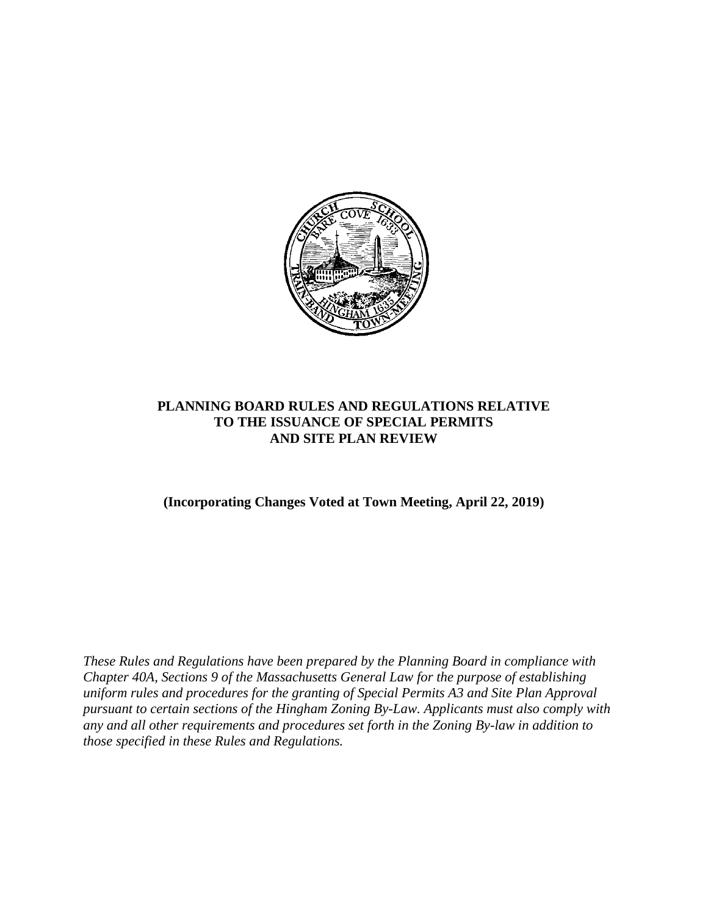# PLANNING BOARD RULES AND REGULATIONS RELATIVE TO THE ISSUANCE OF SPECIAL PERMITS AND SITE PLAN REVIEW

**(Incorporating Changes Voted at Town Meeting, April 22, 2019)**

*These Rules and Regulations have been prepared by the Planning Board in compliance with Chapter 40A, Sections 9 of the Massachusetts General Law for the purpose of establishing uniform rules and procedures for the granting of Special Permits A3 and Site Plan Approval pursuant to certain sections of the Hingham Zoning By-Law. Applicants must also comply with any and all other requirements and procedures set forth in the Zoning By-law in addition to those specified in these Rules and Regulations.*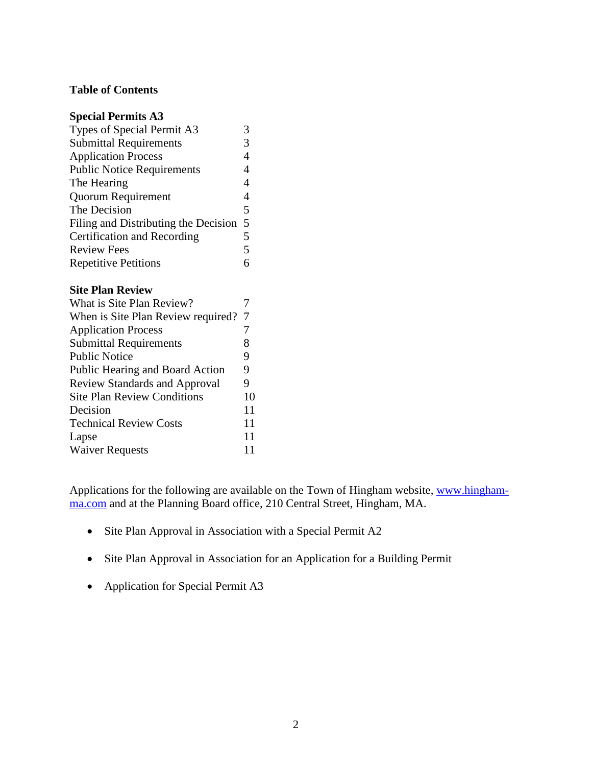**Table of Contents**

**Special Permits A3**

| | |
|---|---|
| Types of Special Permit A3 | 3 |
| Submittal Requirements | 3 |
| Application Process | 4 |
| Public Notice Requirements | 4 |
| The Hearing | 4 |
| Quorum Requirement | 4 |
| The Decision | 5 |
| Filing and Distributing the Decision | 5 |
| Certification and Recording | 5 |
| Review Fees | 5 |
| Repetitive Petitions | 6 |

**Site Plan Review**

| | |
|---|---|
| What is Site Plan Review? | 7 |
| When is Site Plan Review required? | 7 |
| Application Process | 7 |
| Submittal Requirements | 8 |
| Public Notice | 9 |
| Public Hearing and Board Action | 9 |
| Review Standards and Approval | 9 |
| Site Plan Review Conditions | 10 |
| Decision | 11 |
| Technical Review Costs | 11 |
| Lapse | 11 |
| Waiver Requests | 11 |

Applications for the following are available on the Town of Hingham website, [www.hingham-ma.com](www.hingham-ma.com) and at the Planning Board office, 210 Central Street, Hingham, MA.

- Site Plan Approval in Association with a Special Permit A2
- Site Plan Approval in Association for an Application for a Building Permit
- Application for Special Permit A3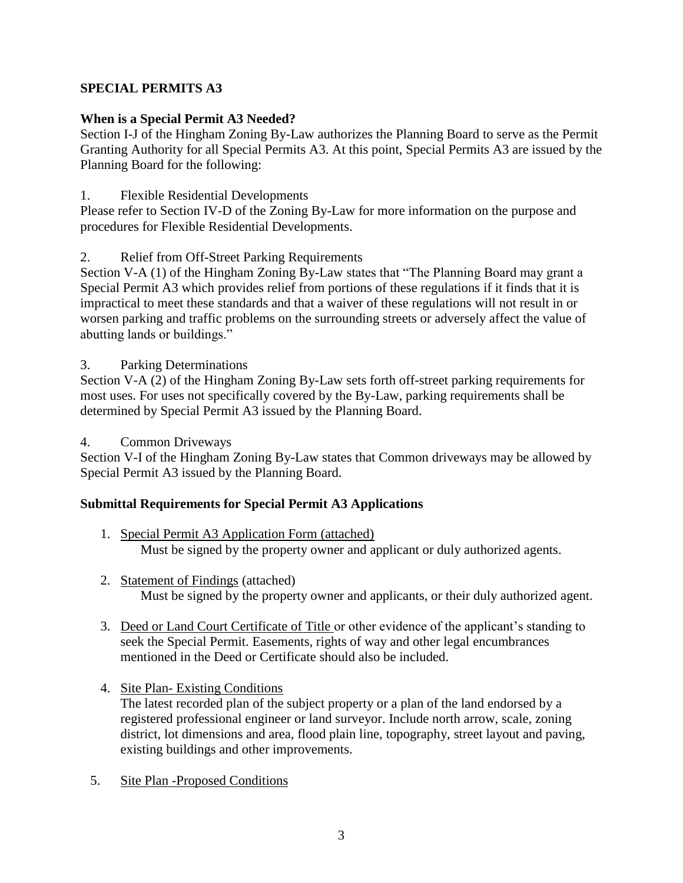**SPECIAL PERMITS A3**

**When is a Special Permit A3 Needed?**

Section I-J of the Hingham Zoning By-Law authorizes the Planning Board to serve as the Permit Granting Authority for all Special Permits A3. At this point, Special Permits A3 are issued by the Planning Board for the following:

1. Flexible Residential Developments

Please refer to Section IV-D of the Zoning By-Law for more information on the purpose and procedures for Flexible Residential Developments.

2. Relief from Off-Street Parking Requirements

Section V-A (1) of the Hingham Zoning By-Law states that "The Planning Board may grant a Special Permit A3 which provides relief from portions of these regulations if it finds that it is impractical to meet these standards and that a waiver of these regulations will not result in or worsen parking and traffic problems on the surrounding streets or adversely affect the value of abutting lands or buildings."

3. Parking Determinations

Section V-A (2) of the Hingham Zoning By-Law sets forth off-street parking requirements for most uses. For uses not specifically covered by the By-Law, parking requirements shall be determined by Special Permit A3 issued by the Planning Board.

4. Common Driveways

Section V-I of the Hingham Zoning By-Law states that Common driveways may be allowed by Special Permit A3 issued by the Planning Board.

**Submittal Requirements for Special Permit A3 Applications**

1. Special Permit A3 Application Form (attached)
   Must be signed by the property owner and applicant or duly authorized agents.

2. Statement of Findings (attached)
   Must be signed by the property owner and applicants, or their duly authorized agent.

3. Deed or Land Court Certificate of Title or other evidence of the applicant's standing to seek the Special Permit. Easements, rights of way and other legal encumbrances mentioned in the Deed or Certificate should also be included.

4. Site Plan- Existing Conditions
   The latest recorded plan of the subject property or a plan of the land endorsed by a registered professional engineer or land surveyor. Include north arrow, scale, zoning district, lot dimensions and area, flood plain line, topography, street layout and paving, existing buildings and other improvements.

5. Site Plan -Proposed Conditions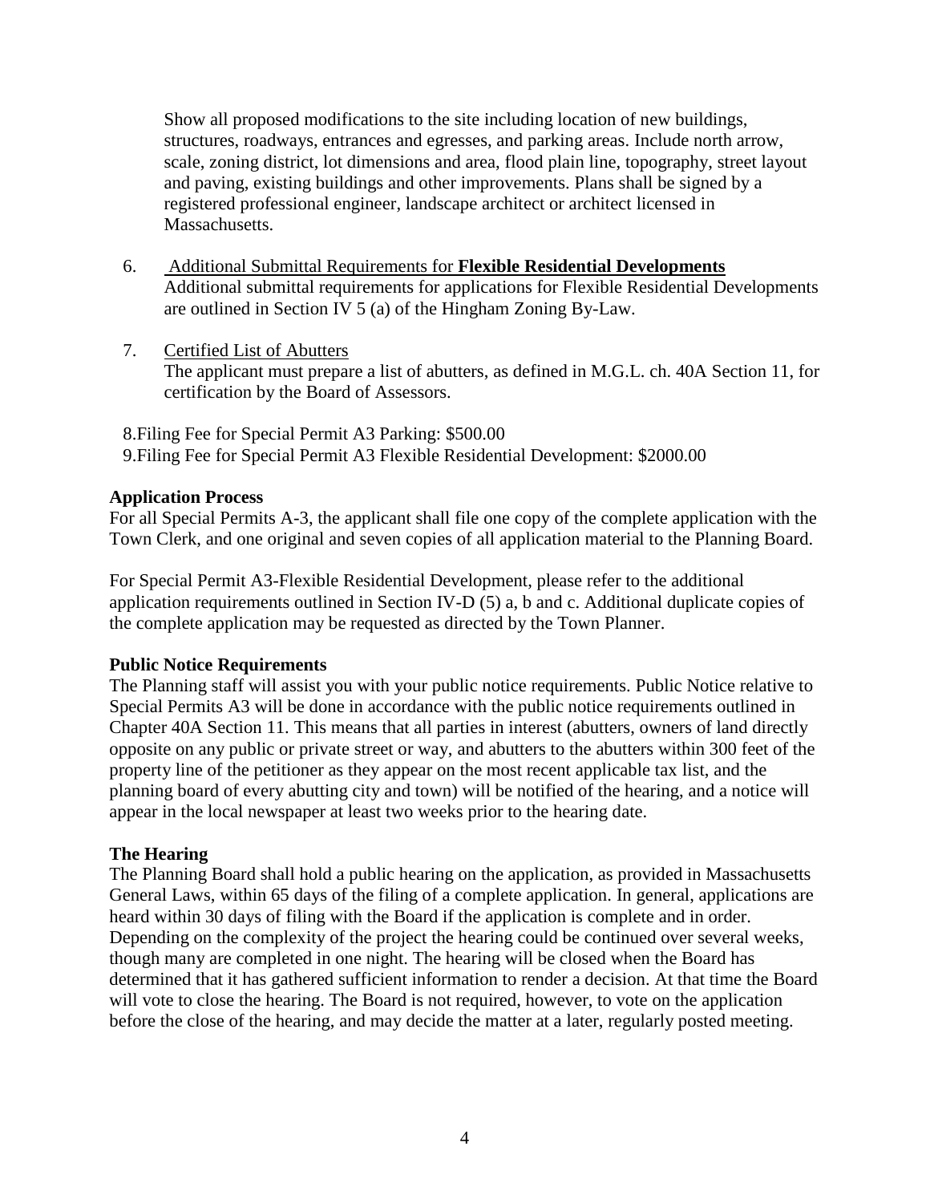Show all proposed modifications to the site including location of new buildings, structures, roadways, entrances and egresses, and parking areas. Include north arrow, scale, zoning district, lot dimensions and area, flood plain line, topography, street layout and paving, existing buildings and other improvements. Plans shall be signed by a registered professional engineer, landscape architect or architect licensed in Massachusetts.

6. Additional Submittal Requirements for **Flexible Residential Developments**
   Additional submittal requirements for applications for Flexible Residential Developments are outlined in Section IV 5 (a) of the Hingham Zoning By-Law.

7. Certified List of Abutters
   The applicant must prepare a list of abutters, as defined in M.G.L. ch. 40A Section 11, for certification by the Board of Assessors.

8. Filing Fee for Special Permit A3 Parking: $500.00
9. Filing Fee for Special Permit A3 Flexible Residential Development: $2000.00

**Application Process**

For all Special Permits A-3, the applicant shall file one copy of the complete application with the Town Clerk, and one original and seven copies of all application material to the Planning Board.

For Special Permit A3-Flexible Residential Development, please refer to the additional application requirements outlined in Section IV-D (5) a, b and c. Additional duplicate copies of the complete application may be requested as directed by the Town Planner.

**Public Notice Requirements**

The Planning staff will assist you with your public notice requirements. Public Notice relative to Special Permits A3 will be done in accordance with the public notice requirements outlined in Chapter 40A Section 11. This means that all parties in interest (abutters, owners of land directly opposite on any public or private street or way, and abutters to the abutters within 300 feet of the property line of the petitioner as they appear on the most recent applicable tax list, and the planning board of every abutting city and town) will be notified of the hearing, and a notice will appear in the local newspaper at least two weeks prior to the hearing date.

**The Hearing**

The Planning Board shall hold a public hearing on the application, as provided in Massachusetts General Laws, within 65 days of the filing of a complete application. In general, applications are heard within 30 days of filing with the Board if the application is complete and in order. Depending on the complexity of the project the hearing could be continued over several weeks, though many are completed in one night. The hearing will be closed when the Board has determined that it has gathered sufficient information to render a decision. At that time the Board will vote to close the hearing. The Board is not required, however, to vote on the application before the close of the hearing, and may decide the matter at a later, regularly posted meeting.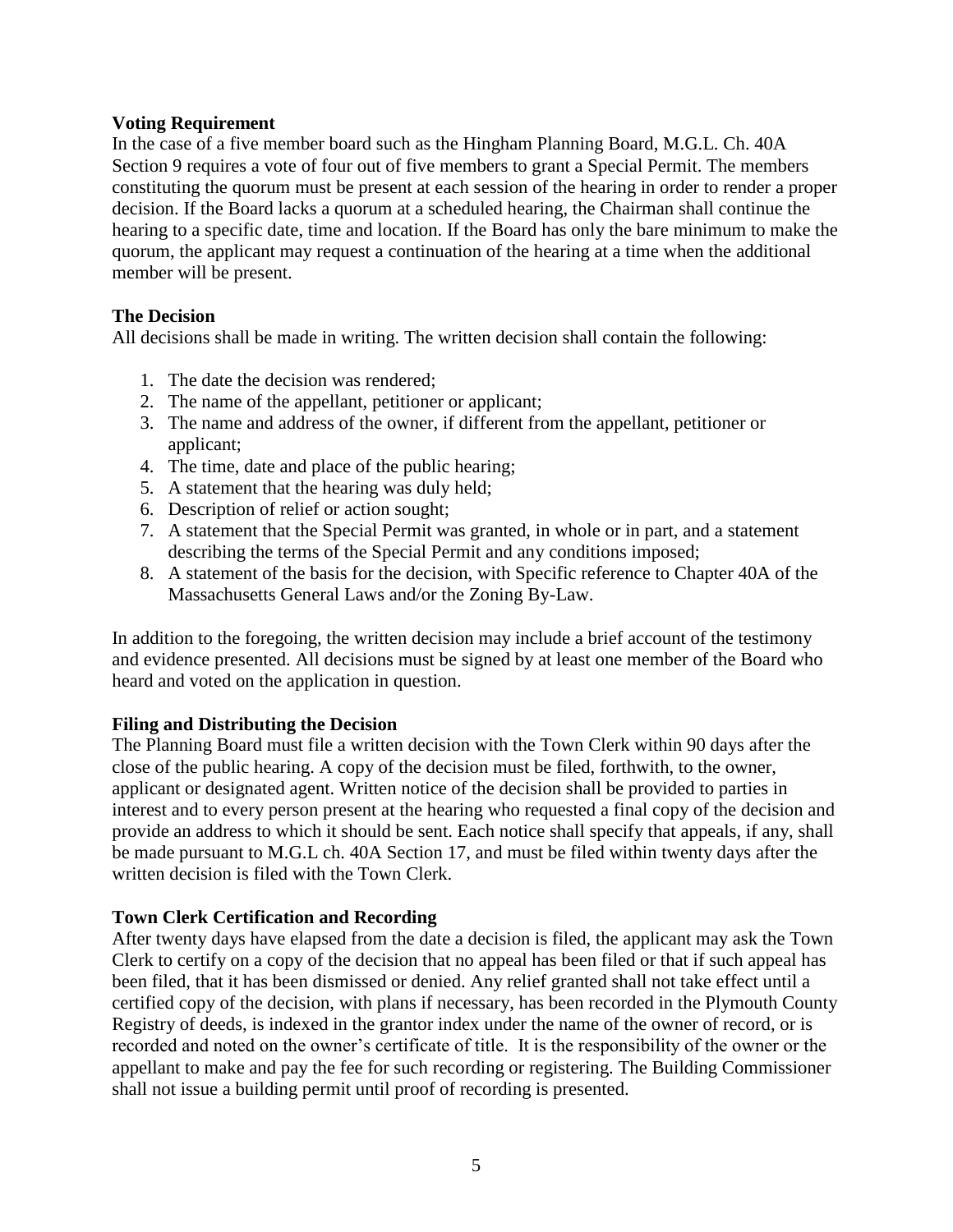**Voting Requirement**

In the case of a five member board such as the Hingham Planning Board, M.G.L. Ch. 40A Section 9 requires a vote of four out of five members to grant a Special Permit. The members constituting the quorum must be present at each session of the hearing in order to render a proper decision. If the Board lacks a quorum at a scheduled hearing, the Chairman shall continue the hearing to a specific date, time and location. If the Board has only the bare minimum to make the quorum, the applicant may request a continuation of the hearing at a time when the additional member will be present.

**The Decision**

All decisions shall be made in writing. The written decision shall contain the following:

1. The date the decision was rendered;
2. The name of the appellant, petitioner or applicant;
3. The name and address of the owner, if different from the appellant, petitioner or applicant;
4. The time, date and place of the public hearing;
5. A statement that the hearing was duly held;
6. Description of relief or action sought;
7. A statement that the Special Permit was granted, in whole or in part, and a statement describing the terms of the Special Permit and any conditions imposed;
8. A statement of the basis for the decision, with Specific reference to Chapter 40A of the Massachusetts General Laws and/or the Zoning By-Law.

In addition to the foregoing, the written decision may include a brief account of the testimony and evidence presented. All decisions must be signed by at least one member of the Board who heard and voted on the application in question.

**Filing and Distributing the Decision**

The Planning Board must file a written decision with the Town Clerk within 90 days after the close of the public hearing. A copy of the decision must be filed, forthwith, to the owner, applicant or designated agent. Written notice of the decision shall be provided to parties in interest and to every person present at the hearing who requested a final copy of the decision and provide an address to which it should be sent. Each notice shall specify that appeals, if any, shall be made pursuant to M.G.L ch. 40A Section 17, and must be filed within twenty days after the written decision is filed with the Town Clerk.

**Town Clerk Certification and Recording**

After twenty days have elapsed from the date a decision is filed, the applicant may ask the Town Clerk to certify on a copy of the decision that no appeal has been filed or that if such appeal has been filed, that it has been dismissed or denied. Any relief granted shall not take effect until a certified copy of the decision, with plans if necessary, has been recorded in the Plymouth County Registry of deeds, is indexed in the grantor index under the name of the owner of record, or is recorded and noted on the owner's certificate of title. It is the responsibility of the owner or the appellant to make and pay the fee for such recording or registering. The Building Commissioner shall not issue a building permit until proof of recording is presented.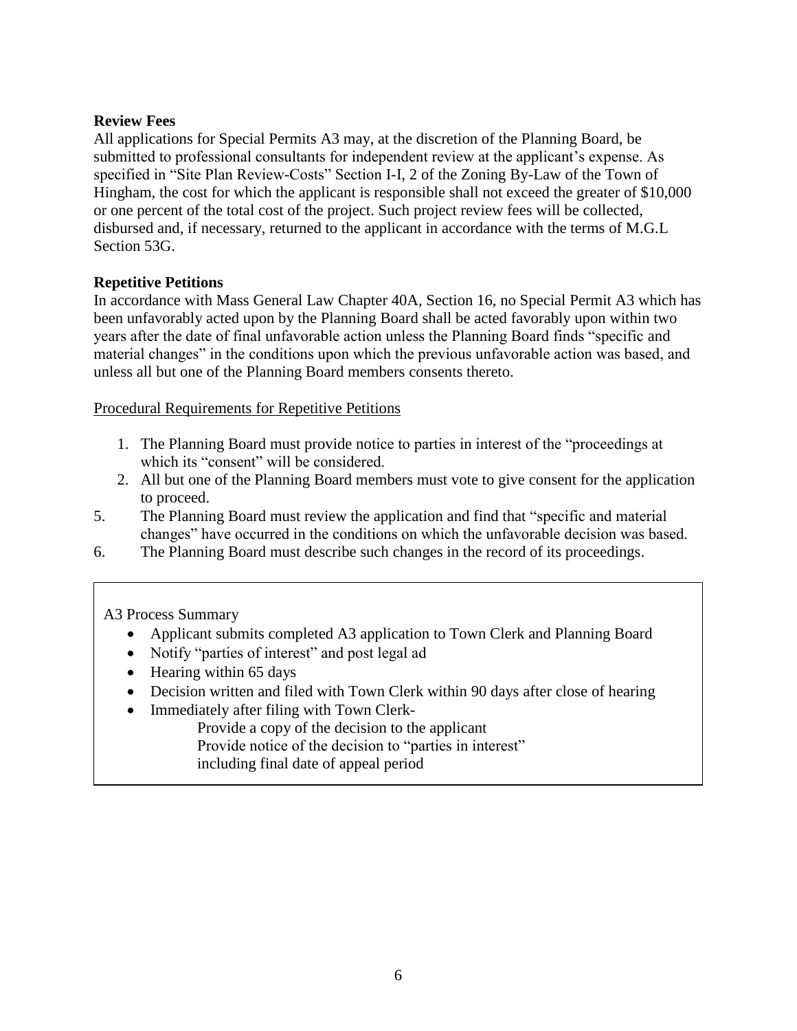**Review Fees**

All applications for Special Permits A3 may, at the discretion of the Planning Board, be submitted to professional consultants for independent review at the applicant's expense. As specified in "Site Plan Review-Costs" Section I-I, 2 of the Zoning By-Law of the Town of Hingham, the cost for which the applicant is responsible shall not exceed the greater of $10,000 or one percent of the total cost of the project. Such project review fees will be collected, disbursed and, if necessary, returned to the applicant in accordance with the terms of M.G.L Section 53G.

**Repetitive Petitions**

In accordance with Mass General Law Chapter 40A, Section 16, no Special Permit A3 which has been unfavorably acted upon by the Planning Board shall be acted favorably upon within two years after the date of final unfavorable action unless the Planning Board finds "specific and material changes" in the conditions upon which the previous unfavorable action was based, and unless all but one of the Planning Board members consents thereto.

<u>Procedural Requirements for Repetitive Petitions</u>

1. The Planning Board must provide notice to parties in interest of the "proceedings at which its "consent" will be considered.
2. All but one of the Planning Board members must vote to give consent for the application to proceed.

5. The Planning Board must review the application and find that "specific and material changes" have occurred in the conditions on which the unfavorable decision was based.
6. The Planning Board must describe such changes in the record of its proceedings.

A3 Process Summary

- Applicant submits completed A3 application to Town Clerk and Planning Board
- Notify "parties of interest" and post legal ad
- Hearing within 65 days
- Decision written and filed with Town Clerk within 90 days after close of hearing
- Immediately after filing with Town Clerk-
  - Provide a copy of the decision to the applicant
  - Provide notice of the decision to "parties in interest" including final date of appeal period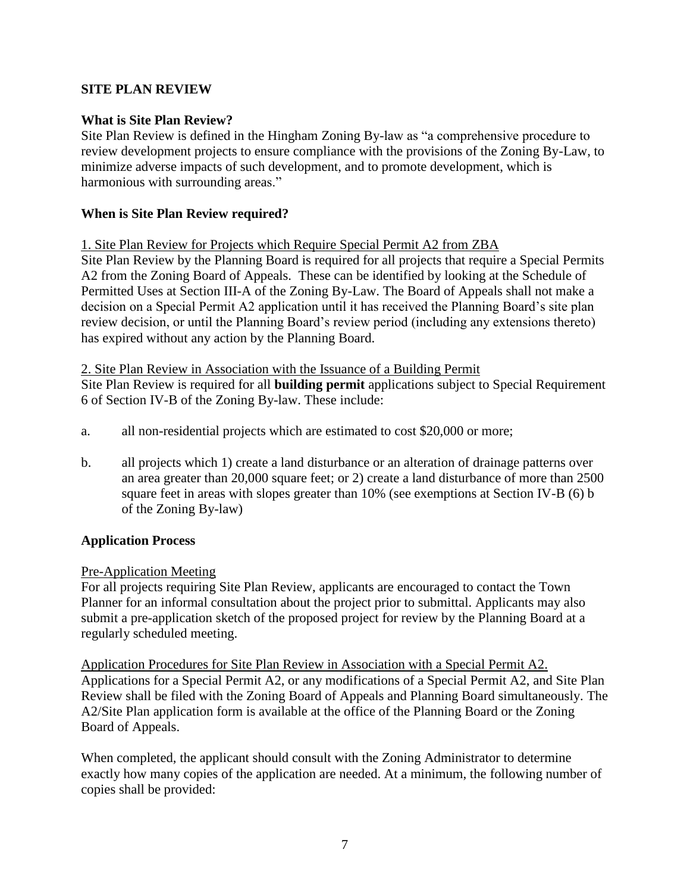## SITE PLAN REVIEW

### What is Site Plan Review?

Site Plan Review is defined in the Hingham Zoning By-law as "a comprehensive procedure to review development projects to ensure compliance with the provisions of the Zoning By-Law, to minimize adverse impacts of such development, and to promote development, which is harmonious with surrounding areas."

### When is Site Plan Review required?

1. Site Plan Review for Projects which Require Special Permit A2 from ZBA

Site Plan Review by the Planning Board is required for all projects that require a Special Permits A2 from the Zoning Board of Appeals. These can be identified by looking at the Schedule of Permitted Uses at Section III-A of the Zoning By-Law. The Board of Appeals shall not make a decision on a Special Permit A2 application until it has received the Planning Board's site plan review decision, or until the Planning Board's review period (including any extensions thereto) has expired without any action by the Planning Board.

2. Site Plan Review in Association with the Issuance of a Building Permit

Site Plan Review is required for all **building permit** applications subject to Special Requirement 6 of Section IV-B of the Zoning By-law. These include:

a. all non-residential projects which are estimated to cost $20,000 or more;

b. all projects which 1) create a land disturbance or an alteration of drainage patterns over an area greater than 20,000 square feet; or 2) create a land disturbance of more than 2500 square feet in areas with slopes greater than 10% (see exemptions at Section IV-B (6) b of the Zoning By-law)

### Application Process

Pre-Application Meeting

For all projects requiring Site Plan Review, applicants are encouraged to contact the Town Planner for an informal consultation about the project prior to submittal. Applicants may also submit a pre-application sketch of the proposed project for review by the Planning Board at a regularly scheduled meeting.

Application Procedures for Site Plan Review in Association with a Special Permit A2.

Applications for a Special Permit A2, or any modifications of a Special Permit A2, and Site Plan Review shall be filed with the Zoning Board of Appeals and Planning Board simultaneously. The A2/Site Plan application form is available at the office of the Planning Board or the Zoning Board of Appeals.

When completed, the applicant should consult with the Zoning Administrator to determine exactly how many copies of the application are needed. At a minimum, the following number of copies shall be provided: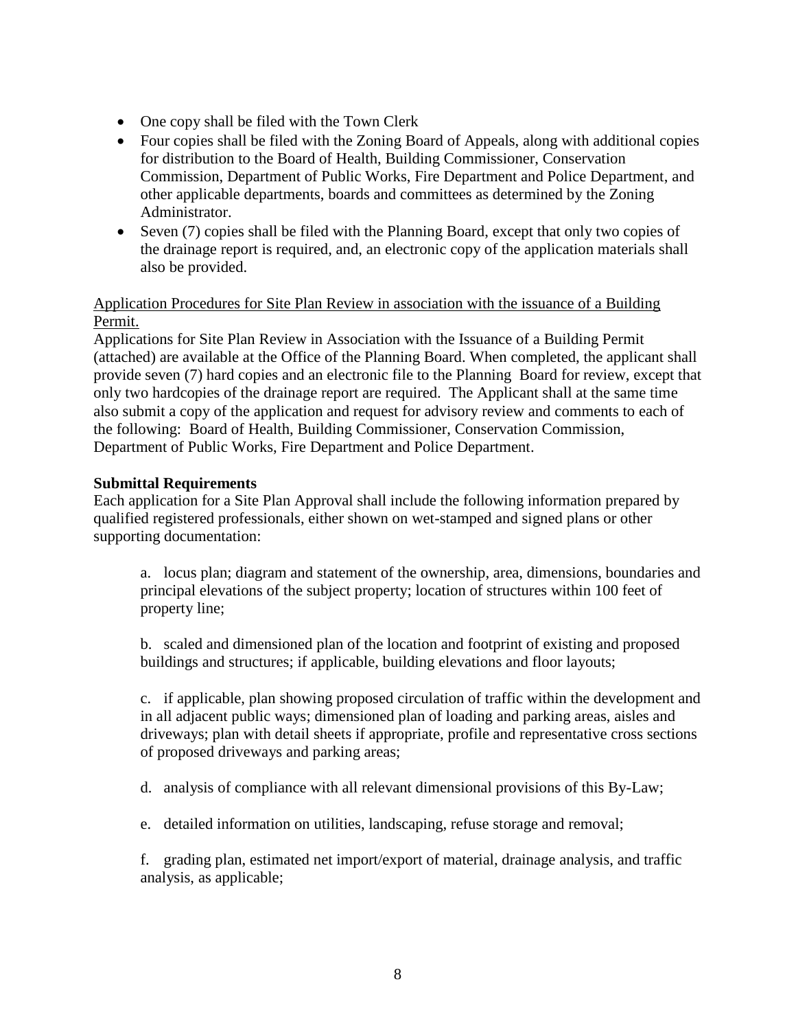- One copy shall be filed with the Town Clerk
- Four copies shall be filed with the Zoning Board of Appeals, along with additional copies for distribution to the Board of Health, Building Commissioner, Conservation Commission, Department of Public Works, Fire Department and Police Department, and other applicable departments, boards and committees as determined by the Zoning Administrator.
- Seven (7) copies shall be filed with the Planning Board, except that only two copies of the drainage report is required, and, an electronic copy of the application materials shall also be provided.

<u>Application Procedures for Site Plan Review in association with the issuance of a Building Permit.</u>

Applications for Site Plan Review in Association with the Issuance of a Building Permit (attached) are available at the Office of the Planning Board. When completed, the applicant shall provide seven (7) hard copies and an electronic file to the Planning Board for review, except that only two hardcopies of the drainage report are required. The Applicant shall at the same time also submit a copy of the application and request for advisory review and comments to each of the following: Board of Health, Building Commissioner, Conservation Commission, Department of Public Works, Fire Department and Police Department.

**Submittal Requirements**

Each application for a Site Plan Approval shall include the following information prepared by qualified registered professionals, either shown on wet-stamped and signed plans or other supporting documentation:

a. locus plan; diagram and statement of the ownership, area, dimensions, boundaries and principal elevations of the subject property; location of structures within 100 feet of property line;

b. scaled and dimensioned plan of the location and footprint of existing and proposed buildings and structures; if applicable, building elevations and floor layouts;

c. if applicable, plan showing proposed circulation of traffic within the development and in all adjacent public ways; dimensioned plan of loading and parking areas, aisles and driveways; plan with detail sheets if appropriate, profile and representative cross sections of proposed driveways and parking areas;

d. analysis of compliance with all relevant dimensional provisions of this By-Law;

e. detailed information on utilities, landscaping, refuse storage and removal;

f. grading plan, estimated net import/export of material, drainage analysis, and traffic analysis, as applicable;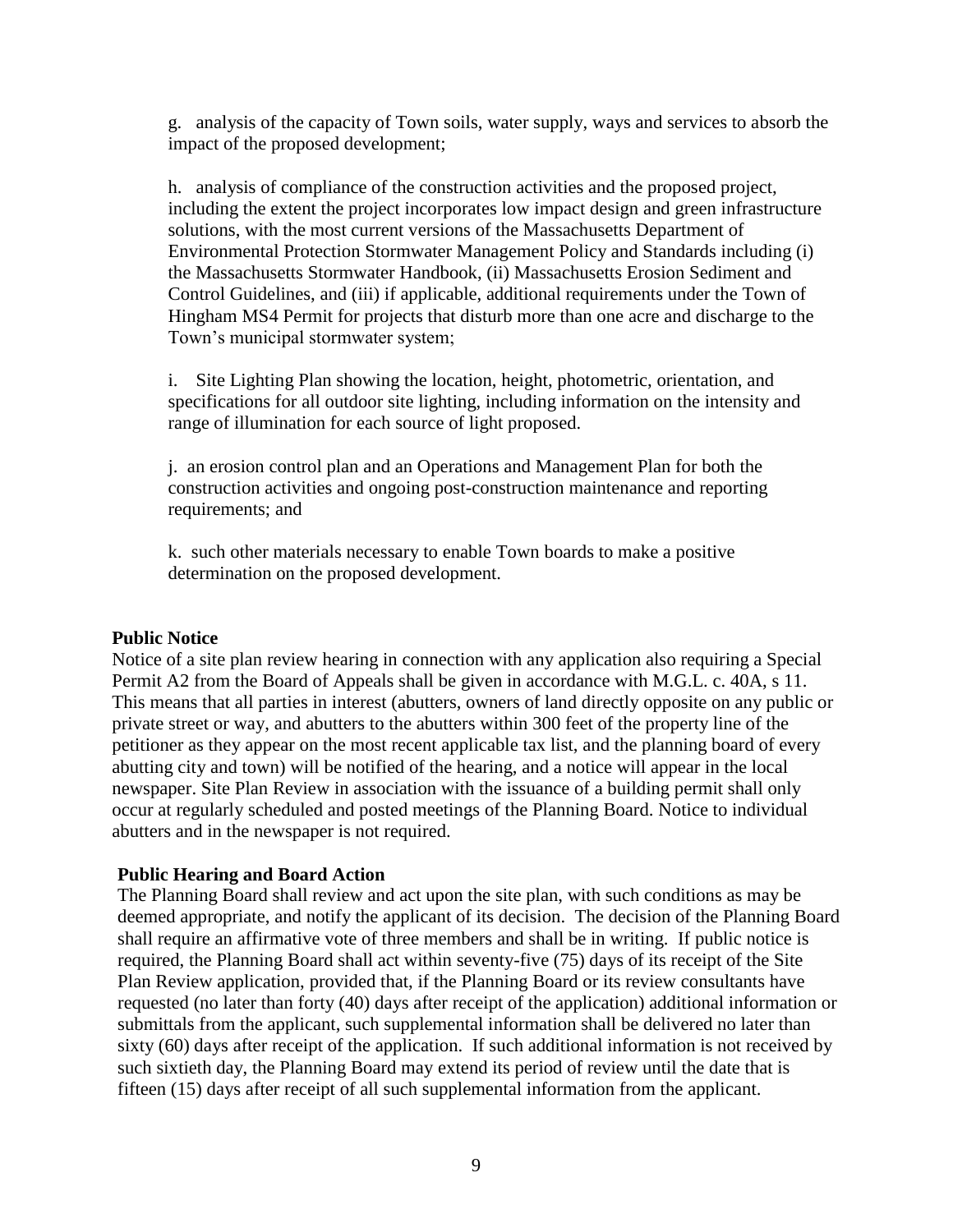g. analysis of the capacity of Town soils, water supply, ways and services to absorb the impact of the proposed development;

h. analysis of compliance of the construction activities and the proposed project, including the extent the project incorporates low impact design and green infrastructure solutions, with the most current versions of the Massachusetts Department of Environmental Protection Stormwater Management Policy and Standards including (i) the Massachusetts Stormwater Handbook, (ii) Massachusetts Erosion Sediment and Control Guidelines, and (iii) if applicable, additional requirements under the Town of Hingham MS4 Permit for projects that disturb more than one acre and discharge to the Town's municipal stormwater system;

i. Site Lighting Plan showing the location, height, photometric, orientation, and specifications for all outdoor site lighting, including information on the intensity and range of illumination for each source of light proposed.

j. an erosion control plan and an Operations and Management Plan for both the construction activities and ongoing post-construction maintenance and reporting requirements; and

k. such other materials necessary to enable Town boards to make a positive determination on the proposed development.

**Public Notice**

Notice of a site plan review hearing in connection with any application also requiring a Special Permit A2 from the Board of Appeals shall be given in accordance with M.G.L. c. 40A, s 11. This means that all parties in interest (abutters, owners of land directly opposite on any public or private street or way, and abutters to the abutters within 300 feet of the property line of the petitioner as they appear on the most recent applicable tax list, and the planning board of every abutting city and town) will be notified of the hearing, and a notice will appear in the local newspaper. Site Plan Review in association with the issuance of a building permit shall only occur at regularly scheduled and posted meetings of the Planning Board. Notice to individual abutters and in the newspaper is not required.

**Public Hearing and Board Action**

The Planning Board shall review and act upon the site plan, with such conditions as may be deemed appropriate, and notify the applicant of its decision. The decision of the Planning Board shall require an affirmative vote of three members and shall be in writing. If public notice is required, the Planning Board shall act within seventy-five (75) days of its receipt of the Site Plan Review application, provided that, if the Planning Board or its review consultants have requested (no later than forty (40) days after receipt of the application) additional information or submittals from the applicant, such supplemental information shall be delivered no later than sixty (60) days after receipt of the application. If such additional information is not received by such sixtieth day, the Planning Board may extend its period of review until the date that is fifteen (15) days after receipt of all such supplemental information from the applicant.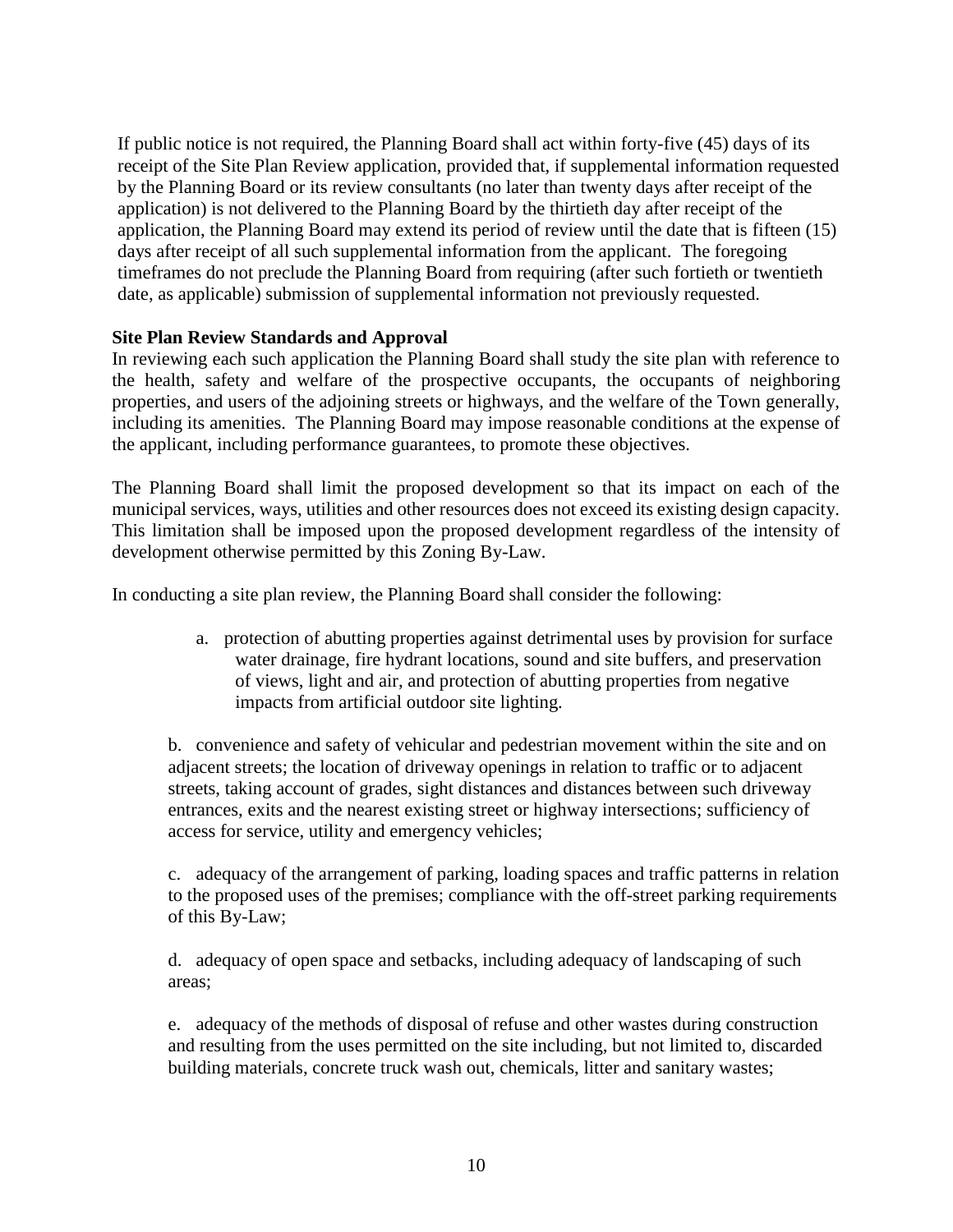If public notice is not required, the Planning Board shall act within forty-five (45) days of its receipt of the Site Plan Review application, provided that, if supplemental information requested by the Planning Board or its review consultants (no later than twenty days after receipt of the application) is not delivered to the Planning Board by the thirtieth day after receipt of the application, the Planning Board may extend its period of review until the date that is fifteen (15) days after receipt of all such supplemental information from the applicant. The foregoing timeframes do not preclude the Planning Board from requiring (after such fortieth or twentieth date, as applicable) submission of supplemental information not previously requested.

**Site Plan Review Standards and Approval**

In reviewing each such application the Planning Board shall study the site plan with reference to the health, safety and welfare of the prospective occupants, the occupants of neighboring properties, and users of the adjoining streets or highways, and the welfare of the Town generally, including its amenities. The Planning Board may impose reasonable conditions at the expense of the applicant, including performance guarantees, to promote these objectives.

The Planning Board shall limit the proposed development so that its impact on each of the municipal services, ways, utilities and other resources does not exceed its existing design capacity. This limitation shall be imposed upon the proposed development regardless of the intensity of development otherwise permitted by this Zoning By-Law.

In conducting a site plan review, the Planning Board shall consider the following:

a. protection of abutting properties against detrimental uses by provision for surface water drainage, fire hydrant locations, sound and site buffers, and preservation of views, light and air, and protection of abutting properties from negative impacts from artificial outdoor site lighting.

b. convenience and safety of vehicular and pedestrian movement within the site and on adjacent streets; the location of driveway openings in relation to traffic or to adjacent streets, taking account of grades, sight distances and distances between such driveway entrances, exits and the nearest existing street or highway intersections; sufficiency of access for service, utility and emergency vehicles;

c. adequacy of the arrangement of parking, loading spaces and traffic patterns in relation to the proposed uses of the premises; compliance with the off-street parking requirements of this By-Law;

d. adequacy of open space and setbacks, including adequacy of landscaping of such areas;

e. adequacy of the methods of disposal of refuse and other wastes during construction and resulting from the uses permitted on the site including, but not limited to, discarded building materials, concrete truck wash out, chemicals, litter and sanitary wastes;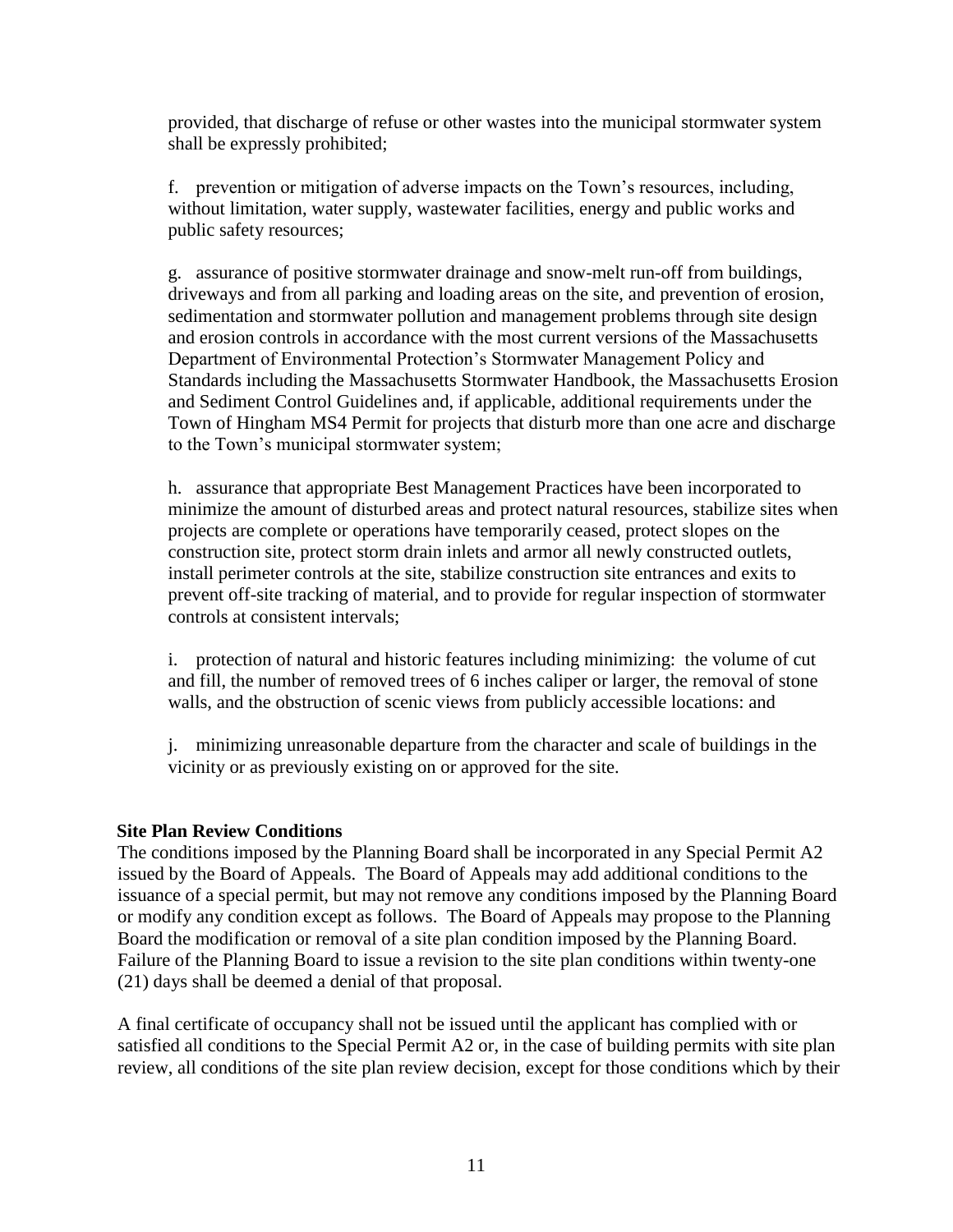provided, that discharge of refuse or other wastes into the municipal stormwater system shall be expressly prohibited;

f. prevention or mitigation of adverse impacts on the Town's resources, including, without limitation, water supply, wastewater facilities, energy and public works and public safety resources;

g. assurance of positive stormwater drainage and snow-melt run-off from buildings, driveways and from all parking and loading areas on the site, and prevention of erosion, sedimentation and stormwater pollution and management problems through site design and erosion controls in accordance with the most current versions of the Massachusetts Department of Environmental Protection's Stormwater Management Policy and Standards including the Massachusetts Stormwater Handbook, the Massachusetts Erosion and Sediment Control Guidelines and, if applicable, additional requirements under the Town of Hingham MS4 Permit for projects that disturb more than one acre and discharge to the Town's municipal stormwater system;

h. assurance that appropriate Best Management Practices have been incorporated to minimize the amount of disturbed areas and protect natural resources, stabilize sites when projects are complete or operations have temporarily ceased, protect slopes on the construction site, protect storm drain inlets and armor all newly constructed outlets, install perimeter controls at the site, stabilize construction site entrances and exits to prevent off-site tracking of material, and to provide for regular inspection of stormwater controls at consistent intervals;

i. protection of natural and historic features including minimizing: the volume of cut and fill, the number of removed trees of 6 inches caliper or larger, the removal of stone walls, and the obstruction of scenic views from publicly accessible locations: and

j. minimizing unreasonable departure from the character and scale of buildings in the vicinity or as previously existing on or approved for the site.

**Site Plan Review Conditions**

The conditions imposed by the Planning Board shall be incorporated in any Special Permit A2 issued by the Board of Appeals. The Board of Appeals may add additional conditions to the issuance of a special permit, but may not remove any conditions imposed by the Planning Board or modify any condition except as follows. The Board of Appeals may propose to the Planning Board the modification or removal of a site plan condition imposed by the Planning Board. Failure of the Planning Board to issue a revision to the site plan conditions within twenty-one (21) days shall be deemed a denial of that proposal.

A final certificate of occupancy shall not be issued until the applicant has complied with or satisfied all conditions to the Special Permit A2 or, in the case of building permits with site plan review, all conditions of the site plan review decision, except for those conditions which by their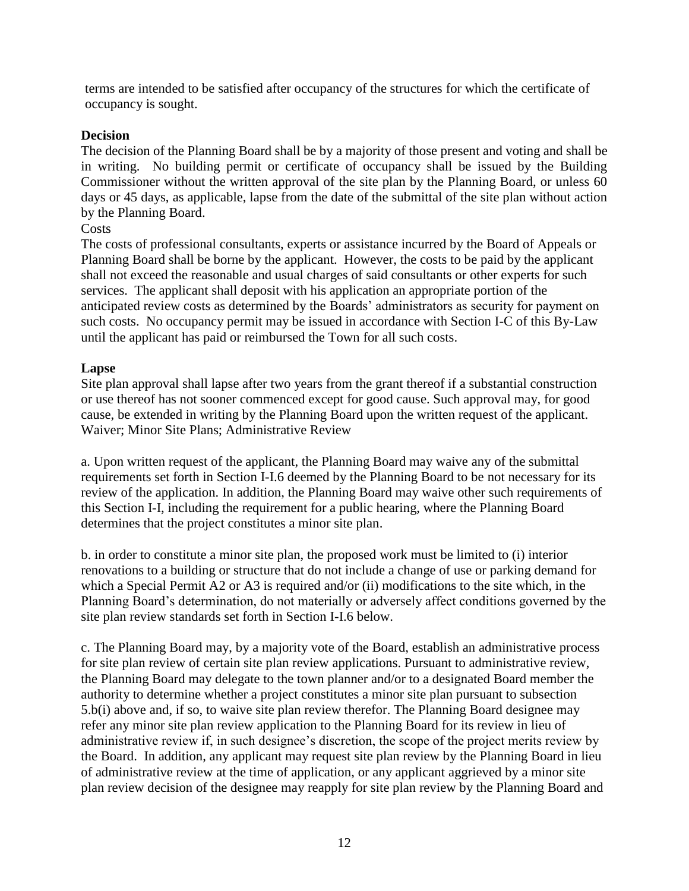terms are intended to be satisfied after occupancy of the structures for which the certificate of occupancy is sought.

**Decision**

The decision of the Planning Board shall be by a majority of those present and voting and shall be in writing. No building permit or certificate of occupancy shall be issued by the Building Commissioner without the written approval of the site plan by the Planning Board, or unless 60 days or 45 days, as applicable, lapse from the date of the submittal of the site plan without action by the Planning Board.

Costs

The costs of professional consultants, experts or assistance incurred by the Board of Appeals or Planning Board shall be borne by the applicant. However, the costs to be paid by the applicant shall not exceed the reasonable and usual charges of said consultants or other experts for such services. The applicant shall deposit with his application an appropriate portion of the anticipated review costs as determined by the Boards' administrators as security for payment on such costs. No occupancy permit may be issued in accordance with Section I-C of this By-Law until the applicant has paid or reimbursed the Town for all such costs.

**Lapse**

Site plan approval shall lapse after two years from the grant thereof if a substantial construction or use thereof has not sooner commenced except for good cause. Such approval may, for good cause, be extended in writing by the Planning Board upon the written request of the applicant.

Waiver; Minor Site Plans; Administrative Review

a. Upon written request of the applicant, the Planning Board may waive any of the submittal requirements set forth in Section I-I.6 deemed by the Planning Board to be not necessary for its review of the application. In addition, the Planning Board may waive other such requirements of this Section I-I, including the requirement for a public hearing, where the Planning Board determines that the project constitutes a minor site plan.

b. in order to constitute a minor site plan, the proposed work must be limited to (i) interior renovations to a building or structure that do not include a change of use or parking demand for which a Special Permit A2 or A3 is required and/or (ii) modifications to the site which, in the Planning Board's determination, do not materially or adversely affect conditions governed by the site plan review standards set forth in Section I-I.6 below.

c. The Planning Board may, by a majority vote of the Board, establish an administrative process for site plan review of certain site plan review applications. Pursuant to administrative review, the Planning Board may delegate to the town planner and/or to a designated Board member the authority to determine whether a project constitutes a minor site plan pursuant to subsection 5.b(i) above and, if so, to waive site plan review therefor. The Planning Board designee may refer any minor site plan review application to the Planning Board for its review in lieu of administrative review if, in such designee's discretion, the scope of the project merits review by the Board. In addition, any applicant may request site plan review by the Planning Board in lieu of administrative review at the time of application, or any applicant aggrieved by a minor site plan review decision of the designee may reapply for site plan review by the Planning Board and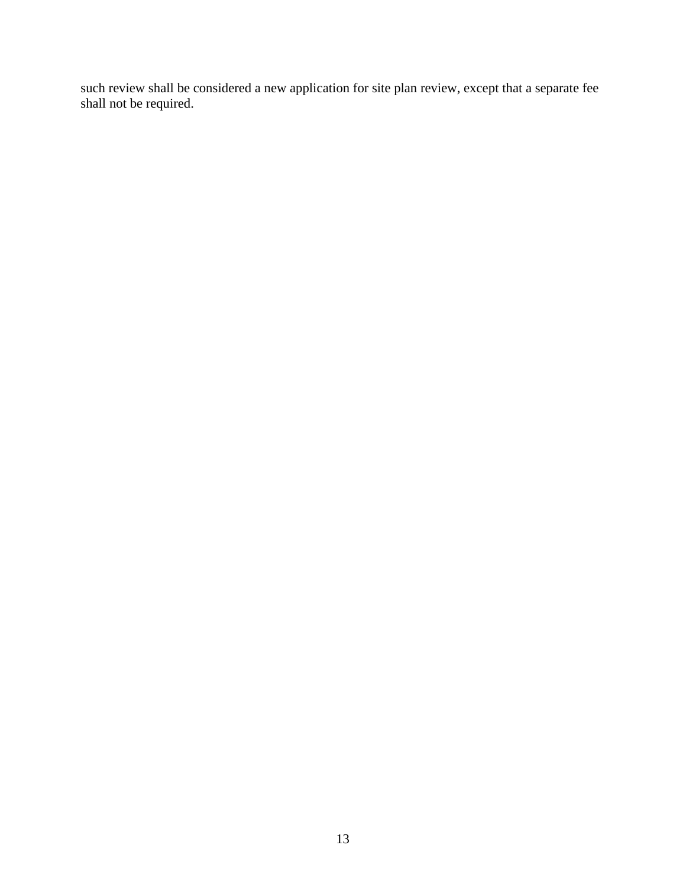such review shall be considered a new application for site plan review, except that a separate fee shall not be required.